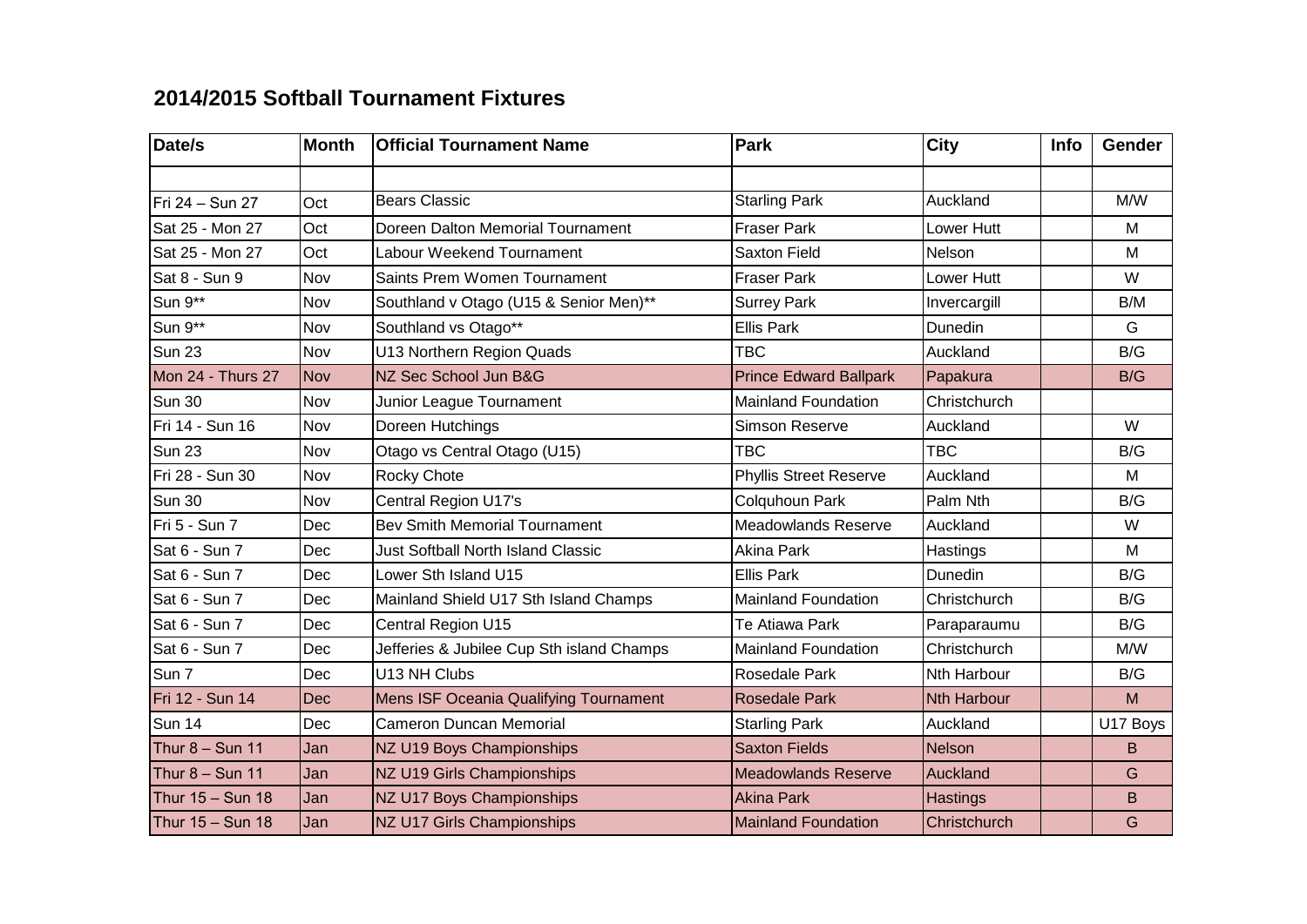## 2014/2015 Softball Tournament Fixtures

| Date/s | Month | Official Tournament Name | Park | City | Info | Gender |
|---|---|---|---|---|---|---|
| | | | | | | |
| Fri 24 – Sun 27 | Oct | Bears Classic | Starling Park | Auckland | | M/W |
| Sat 25 - Mon 27 | Oct | Doreen Dalton Memorial Tournament | Fraser Park | Lower Hutt | | M |
| Sat 25 - Mon 27 | Oct | Labour Weekend Tournament | Saxton Field | Nelson | | M |
| Sat 8 - Sun 9 | Nov | Saints Prem Women Tournament | Fraser Park | Lower Hutt | | W |
| Sun 9** | Nov | Southland v Otago (U15 & Senior Men)** | Surrey Park | Invercargill | | B/M |
| Sun 9** | Nov | Southland vs Otago** | Ellis Park | Dunedin | | G |
| Sun 23 | Nov | U13 Northern Region Quads | TBC | Auckland | | B/G |
| Mon 24 - Thurs 27 | Nov | NZ Sec School Jun B&G | Prince Edward Ballpark | Papakura | | B/G |
| Sun 30 | Nov | Junior League Tournament | Mainland Foundation | Christchurch | | |
| Fri 14 - Sun 16 | Nov | Doreen Hutchings | Simson Reserve | Auckland | | W |
| Sun 23 | Nov | Otago vs Central Otago (U15) | TBC | TBC | | B/G |
| Fri 28 - Sun 30 | Nov | Rocky Chote | Phyllis Street Reserve | Auckland | | M |
| Sun 30 | Nov | Central Region U17's | Colquhoun Park | Palm Nth | | B/G |
| Fri 5 - Sun 7 | Dec | Bev Smith Memorial Tournament | Meadowlands Reserve | Auckland | | W |
| Sat 6 - Sun 7 | Dec | Just Softball North Island Classic | Akina Park | Hastings | | M |
| Sat 6 - Sun 7 | Dec | Lower Sth Island U15 | Ellis Park | Dunedin | | B/G |
| Sat 6 - Sun 7 | Dec | Mainland Shield U17 Sth Island Champs | Mainland Foundation | Christchurch | | B/G |
| Sat 6 - Sun 7 | Dec | Central Region U15 | Te Atiawa Park | Paraparaumu | | B/G |
| Sat 6 - Sun 7 | Dec | Jefferies & Jubilee Cup Sth island Champs | Mainland Foundation | Christchurch | | M/W |
| Sun 7 | Dec | U13 NH Clubs | Rosedale Park | Nth Harbour | | B/G |
| Fri 12 - Sun 14 | Dec | Mens ISF Oceania Qualifying Tournament | Rosedale Park | Nth Harbour | | M |
| Sun 14 | Dec | Cameron Duncan Memorial | Starling Park | Auckland | | U17 Boys |
| Thur 8 – Sun 11 | Jan | NZ U19 Boys Championships | Saxton Fields | Nelson | | B |
| Thur 8 – Sun 11 | Jan | NZ U19 Girls Championships | Meadowlands Reserve | Auckland | | G |
| Thur 15 – Sun 18 | Jan | NZ U17 Boys Championships | Akina Park | Hastings | | B |
| Thur 15 – Sun 18 | Jan | NZ U17 Girls Championships | Mainland Foundation | Christchurch | | G |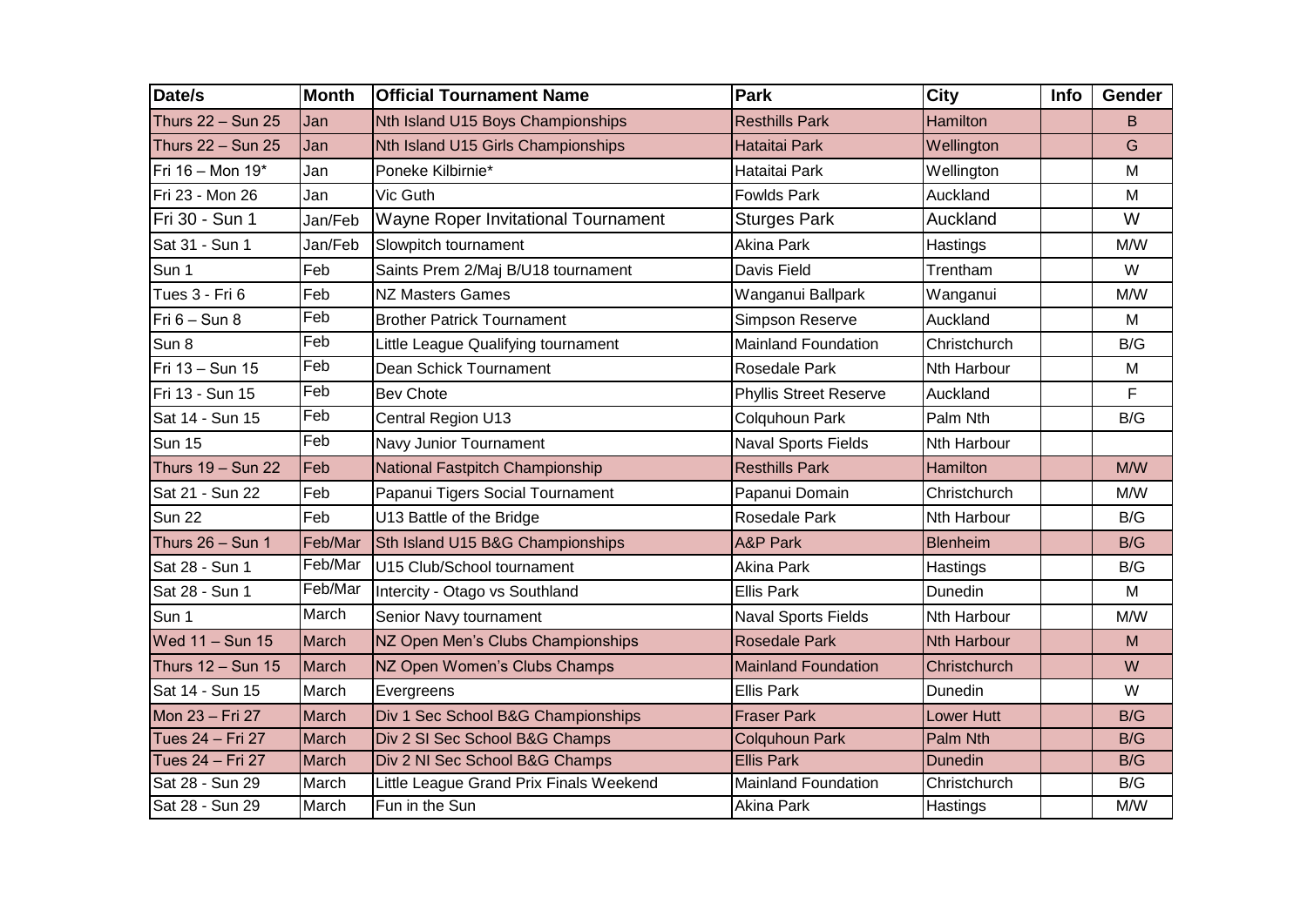| Date/s | Month | Official Tournament Name | Park | City | Info | Gender |
|---|---|---|---|---|---|---|
| Thurs 22 – Sun 25 | Jan | Nth Island U15 Boys Championships | Resthills Park | Hamilton | | B |
| Thurs 22 – Sun 25 | Jan | Nth Island U15 Girls Championships | Hataitai Park | Wellington | | G |
| Fri 16 – Mon 19* | Jan | Poneke Kilbirnie* | Hataitai Park | Wellington | | M |
| Fri 23 - Mon 26 | Jan | Vic Guth | Fowlds Park | Auckland | | M |
| Fri 30 - Sun 1 | Jan/Feb | Wayne Roper Invitational Tournament | Sturges Park | Auckland | | W |
| Sat 31 - Sun 1 | Jan/Feb | Slowpitch tournament | Akina Park | Hastings | | M/W |
| Sun 1 | Feb | Saints Prem 2/Maj B/U18 tournament | Davis Field | Trentham | | W |
| Tues 3 - Fri 6 | Feb | NZ Masters Games | Wanganui Ballpark | Wanganui | | M/W |
| Fri 6 – Sun 8 | Feb | Brother Patrick Tournament | Simpson Reserve | Auckland | | M |
| Sun 8 | Feb | Little League Qualifying tournament | Mainland Foundation | Christchurch | | B/G |
| Fri 13 – Sun 15 | Feb | Dean Schick Tournament | Rosedale Park | Nth Harbour | | M |
| Fri 13 - Sun 15 | Feb | Bev Chote | Phyllis Street Reserve | Auckland | | F |
| Sat 14 - Sun 15 | Feb | Central Region U13 | Colquhoun Park | Palm Nth | | B/G |
| Sun 15 | Feb | Navy Junior Tournament | Naval Sports Fields | Nth Harbour | | |
| Thurs 19 – Sun 22 | Feb | National Fastpitch Championship | Resthills Park | Hamilton | | M/W |
| Sat 21 - Sun 22 | Feb | Papanui Tigers Social Tournament | Papanui Domain | Christchurch | | M/W |
| Sun 22 | Feb | U13 Battle of the Bridge | Rosedale Park | Nth Harbour | | B/G |
| Thurs 26 – Sun 1 | Feb/Mar | Sth Island U15 B&G Championships | A&P Park | Blenheim | | B/G |
| Sat 28 - Sun 1 | Feb/Mar | U15 Club/School tournament | Akina Park | Hastings | | B/G |
| Sat 28 - Sun 1 | Feb/Mar | Intercity - Otago vs Southland | Ellis Park | Dunedin | | M |
| Sun 1 | March | Senior Navy tournament | Naval Sports Fields | Nth Harbour | | M/W |
| Wed 11 – Sun 15 | March | NZ Open Men's Clubs Championships | Rosedale Park | Nth Harbour | | M |
| Thurs 12 – Sun 15 | March | NZ Open Women's Clubs Champs | Mainland Foundation | Christchurch | | W |
| Sat 14 - Sun 15 | March | Evergreens | Ellis Park | Dunedin | | W |
| Mon 23 – Fri 27 | March | Div 1 Sec School B&G Championships | Fraser Park | Lower Hutt | | B/G |
| Tues 24 – Fri 27 | March | Div 2 SI Sec School B&G Champs | Colquhoun Park | Palm Nth | | B/G |
| Tues 24 – Fri 27 | March | Div 2 NI Sec School B&G Champs | Ellis Park | Dunedin | | B/G |
| Sat 28 - Sun 29 | March | Little League Grand Prix Finals Weekend | Mainland Foundation | Christchurch | | B/G |
| Sat 28 - Sun 29 | March | Fun in the Sun | Akina Park | Hastings | | M/W |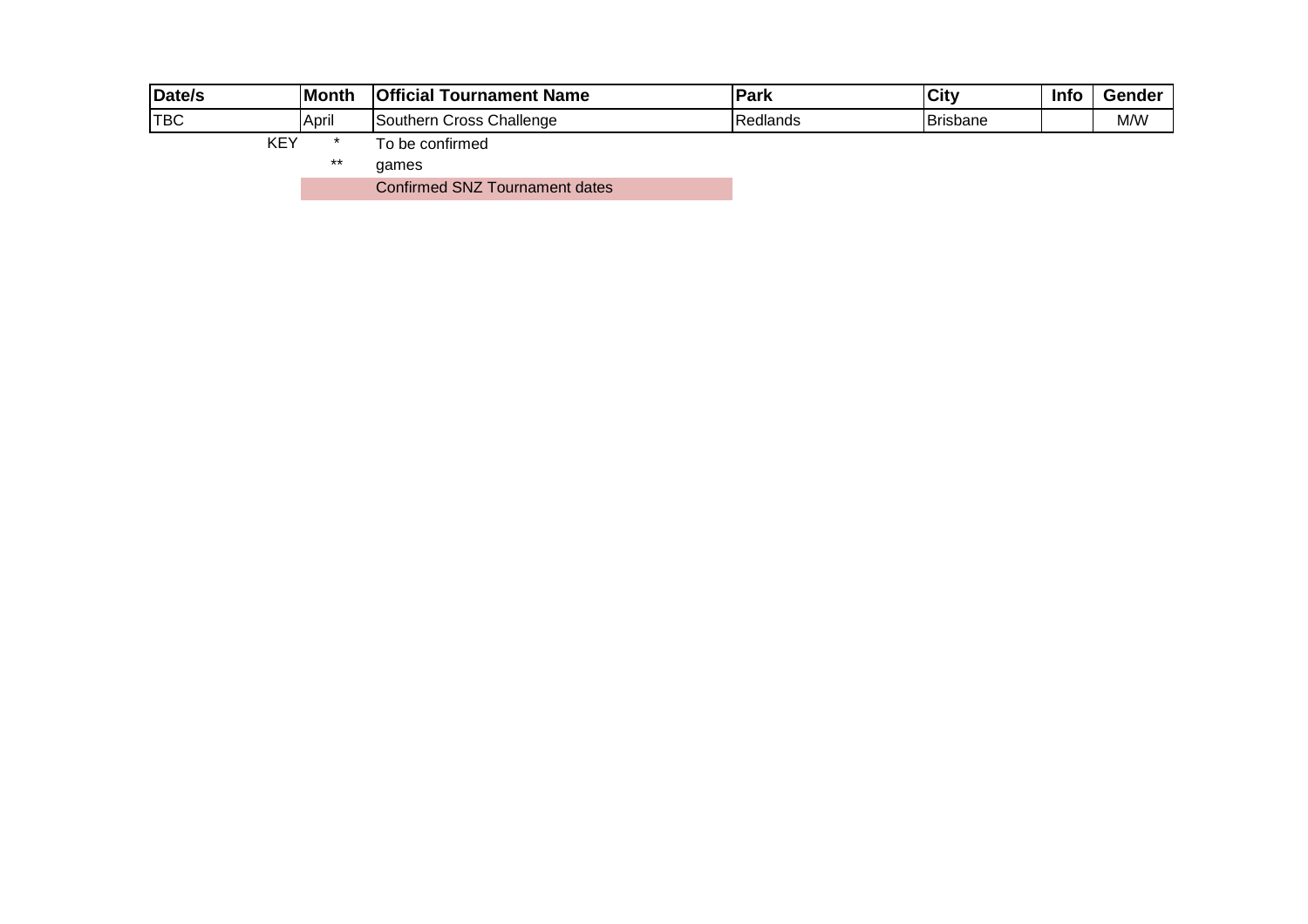| Date/s | Month | Official Tournament Name | Park | City | Info | Gender |
|---|---|---|---|---|---|---|
| TBC | April | Southern Cross Challenge | Redlands | Brisbane | | M/W |

KEY
- * To be confirmed
- ** games
- Confirmed SNZ Tournament dates